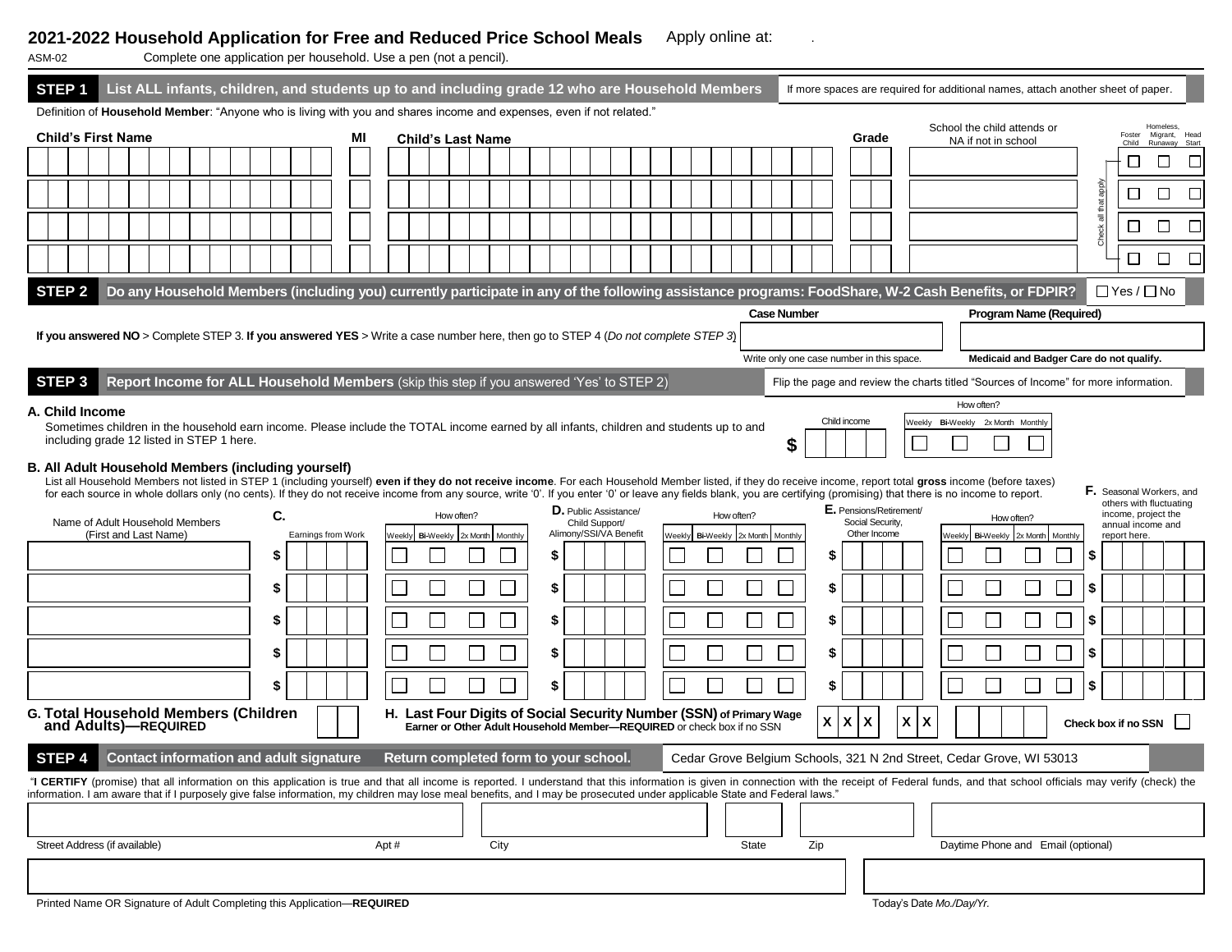# 2021-2022 Household Application for Free and Reduced Price School Meals

Apply online at: .

ASM-02 Complete one application per household. Use a pen (not a pencil).

## STEP 1 List ALL infants, children, and students up to and including grade 12 who are Household Members

If more spaces are required for additional names, attach another sheet of paper.

Definition of **Household Member**: "Anyone who is living with you and shares income and expenses, even if not related."

| Child's First Name | MI | Child's Last Name | Grade | School the child attends or NA if not in school | Foster Child | Homeless, Migrant, Runaway | Head Start |
|---|---|---|---|---|---|---|---|
| | | | | | ☐ | ☐ | ☐ |
| | | | | | ☐ | ☐ | ☐ |
| | | | | | ☐ | ☐ | ☐ |
| | | | | | ☐ | ☐ | ☐ |

Check all that apply

## STEP 2 Do any Household Members (including you) currently participate in any of the following assistance programs: FoodShare, W-2 Cash Benefits, or FDPIR?

☐ Yes / ☐ No

**If you answered NO** > Complete STEP 3. **If you answered YES** > Write a case number here, then go to STEP 4 (*Do not complete STEP 3*)

| Case Number | Program Name (Required) |
|---|---|
| | |
| Write only one case number in this space. | **Medicaid and Badger Care do not qualify.** |

## STEP 3 Report Income for ALL Household Members (skip this step if you answered 'Yes' to STEP 2)

Flip the page and review the charts titled "Sources of Income" for more information.

### A. Child Income

Sometimes children in the household earn income. Please include the TOTAL income earned by all infants, children and students up to and including grade 12 listed in STEP 1 here.

Child income $ ____

How often? ☐ Weekly ☐ Bi-Weekly ☐ 2x Month ☐ Monthly

### B. All Adult Household Members (including yourself)

List all Household Members not listed in STEP 1 (including yourself) **even if they do not receive income**. For each Household Member listed, if they do receive income, report total **gross** income (before taxes) for each source in whole dollars only (no cents). If they do not receive income from any source, write '0'. If you enter '0' or leave any fields blank, you are certifying (promising) that there is no income to report.

| Name of Adult Household Members (First and Last Name) | C. Earnings from Work | How often? Weekly / Bi-Weekly / 2x Month / Monthly | D. Public Assistance/ Child Support/ Alimony/SSI/VA Benefit | How often? Weekly / Bi-Weekly / 2x Month / Monthly | E. Pensions/Retirement/ Social Security, Other Income | How often? Weekly / Bi-Weekly / 2x Month / Monthly | F. Seasonal Workers, and others with fluctuating income, project the annual income and report here. |
|---|---|---|---|---|---|---|---|
| | $ | ☐ ☐ ☐ ☐ | $ | ☐ ☐ ☐ ☐ | $ | ☐ ☐ ☐ ☐ | $ |
| | $ | ☐ ☐ ☐ ☐ | $ | ☐ ☐ ☐ ☐ | $ | ☐ ☐ ☐ ☐ | $ |
| | $ | ☐ ☐ ☐ ☐ | $ | ☐ ☐ ☐ ☐ | $ | ☐ ☐ ☐ ☐ | $ |
| | $ | ☐ ☐ ☐ ☐ | $ | ☐ ☐ ☐ ☐ | $ | ☐ ☐ ☐ ☐ | $ |
| | $ | ☐ ☐ ☐ ☐ | $ | ☐ ☐ ☐ ☐ | $ | ☐ ☐ ☐ ☐ | $ |

**G. Total Household Members (Children and Adults)—REQUIRED** ____

**H. Last Four Digits of Social Security Number (SSN) of Primary Wage Earner or Other Adult Household Member—REQUIRED** or check box if no SSN

X X X - X X - ____

**Check box if no SSN** ☐

## STEP 4 Contact information and adult signature Return completed form to your school.

Cedar Grove Belgium Schools, 321 N 2nd Street, Cedar Grove, WI 53013

"**I CERTIFY** (promise) that all information on this application is true and that all income is reported. I understand that this information is given in connection with the receipt of Federal funds, and that school officials may verify (check) the information. I am aware that if I purposely give false information, my children may lose meal benefits, and I may be prosecuted under applicable State and Federal laws."

| Street Address (if available) | Apt # | City | State | Zip | Daytime Phone and Email (optional) |
|---|---|---|---|---|---|
| | | | | | |

| Printed Name OR Signature of Adult Completing this Application—**REQUIRED** | Today's Date *Mo./Day/Yr.* |
|---|---|
| | |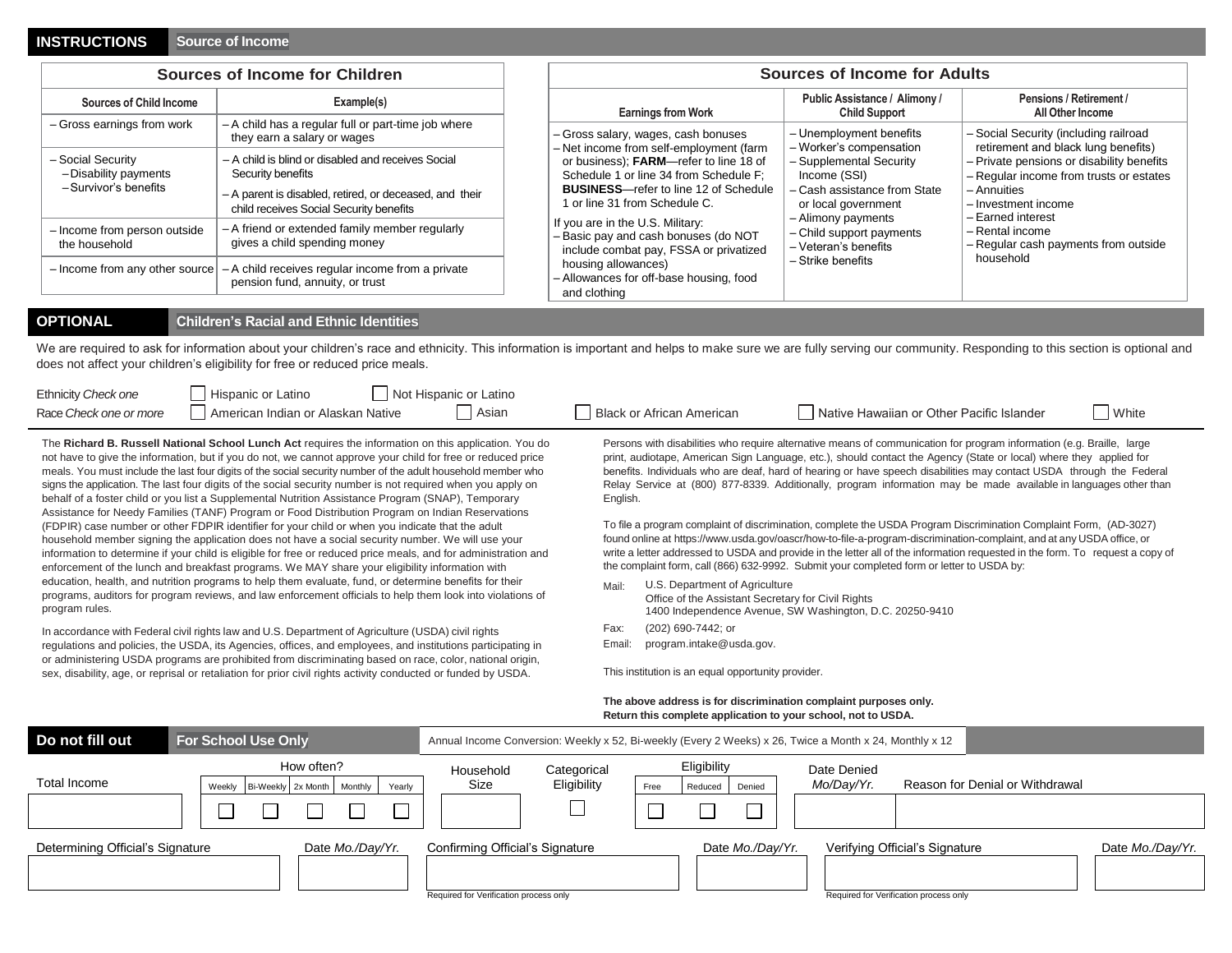## INSTRUCTIONS — Source of Income

### Sources of Income for Children

| Sources of Child Income | Example(s) |
|---|---|
| – Gross earnings from work | – A child has a regular full or part-time job where they earn a salary or wages |
| – Social Security<br>– Disability payments<br>– Survivor's benefits | – A child is blind or disabled and receives Social Security benefits<br>– A parent is disabled, retired, or deceased, and their child receives Social Security benefits |
| – Income from person outside the household | – A friend or extended family member regularly gives a child spending money |
| – Income from any other source | – A child receives regular income from a private pension fund, annuity, or trust |

### Sources of Income for Adults

| Earnings from Work | Public Assistance / Alimony / Child Support | Pensions / Retirement / All Other Income |
|---|---|---|
| – Gross salary, wages, cash bonuses<br>– Net income from self-employment (farm or business); **FARM**—refer to line 18 of Schedule 1 or line 34 from Schedule F; **BUSINESS**—refer to line 12 of Schedule 1 or line 31 from Schedule C.<br>If you are in the U.S. Military:<br>– Basic pay and cash bonuses (do NOT include combat pay, FSSA or privatized housing allowances)<br>– Allowances for off-base housing, food and clothing | – Unemployment benefits<br>– Worker's compensation<br>– Supplemental Security Income (SSI)<br>– Cash assistance from State or local government<br>– Alimony payments<br>– Child support payments<br>– Veteran's benefits<br>– Strike benefits | – Social Security (including railroad retirement and black lung benefits)<br>– Private pensions or disability benefits<br>– Regular income from trusts or estates<br>– Annuities<br>– Investment income<br>– Earned interest<br>– Rental income<br>– Regular cash payments from outside household |

## OPTIONAL — Children's Racial and Ethnic Identities

We are required to ask for information about your children's race and ethnicity. This information is important and helps to make sure we are fully serving our community. Responding to this section is optional and does not affect your children's eligibility for free or reduced price meals.

Ethnicity *Check one* ☐ Hispanic or Latino ☐ Not Hispanic or Latino

Race *Check one or more* ☐ American Indian or Alaskan Native ☐ Asian ☐ Black or African American ☐ Native Hawaiian or Other Pacific Islander ☐ White

The **Richard B. Russell National School Lunch Act** requires the information on this application. You do not have to give the information, but if you do not, we cannot approve your child for free or reduced price meals. You must include the last four digits of the social security number of the adult household member who signs the application. The last four digits of the social security number is not required when you apply on behalf of a foster child or you list a Supplemental Nutrition Assistance Program (SNAP), Temporary Assistance for Needy Families (TANF) Program or Food Distribution Program on Indian Reservations (FDPIR) case number or other FDPIR identifier for your child or when you indicate that the adult household member signing the application does not have a social security number. We will use your information to determine if your child is eligible for free or reduced price meals, and for administration and enforcement of the lunch and breakfast programs. We MAY share your eligibility information with education, health, and nutrition programs to help them evaluate, fund, or determine benefits for their programs, auditors for program reviews, and law enforcement officials to help them look into violations of program rules.

In accordance with Federal civil rights law and U.S. Department of Agriculture (USDA) civil rights regulations and policies, the USDA, its Agencies, offices, and employees, and institutions participating in or administering USDA programs are prohibited from discriminating based on race, color, national origin, sex, disability, age, or reprisal or retaliation for prior civil rights activity conducted or funded by USDA.

Persons with disabilities who require alternative means of communication for program information (e.g. Braille, large print, audiotape, American Sign Language, etc.), should contact the Agency (State or local) where they applied for benefits. Individuals who are deaf, hard of hearing or have speech disabilities may contact USDA through the Federal Relay Service at (800) 877-8339. Additionally, program information may be made available in languages other than English.

To file a program complaint of discrimination, complete the USDA Program Discrimination Complaint Form, (AD-3027) found online at https://www.usda.gov/oascr/how-to-file-a-program-discrimination-complaint, and at any USDA office, or write a letter addressed to USDA and provide in the letter all of the information requested in the form. To request a copy of the complaint form, call (866) 632-9992. Submit your completed form or letter to USDA by:

Mail: U.S. Department of Agriculture
Office of the Assistant Secretary for Civil Rights
1400 Independence Avenue, SW Washington, D.C. 20250-9410

Fax: (202) 690-7442; or

Email: program.intake@usda.gov.

This institution is an equal opportunity provider.

**The above address is for discrimination complaint purposes only.**
**Return this complete application to your school, not to USDA.**

## Do not fill out — For School Use Only

Annual Income Conversion: Weekly x 52, Bi-weekly (Every 2 Weeks) x 26, Twice a Month x 24, Monthly x 12

| Total Income | How often? | | | | | Household Size | Categorical Eligibility | Eligibility | | | Date Denied *Mo/Day/Yr.* | Reason for Denial or Withdrawal |
|---|---|---|---|---|---|---|---|---|---|---|---|---|
| | Weekly | Bi-Weekly | 2x Month | Monthly | Yearly | | | Free | Reduced | Denied | | |
| | ☐ | ☐ | ☐ | ☐ | ☐ | | ☐ | ☐ | ☐ | ☐ | | |

| Determining Official's Signature | Date *Mo./Day/Yr.* | Confirming Official's Signature | Date *Mo./Day/Yr.* | Verifying Official's Signature | Date *Mo./Day/Yr.* |
|---|---|---|---|---|---|
| | | | | | |
| | | Required for Verification process only | | Required for Verification process only | |